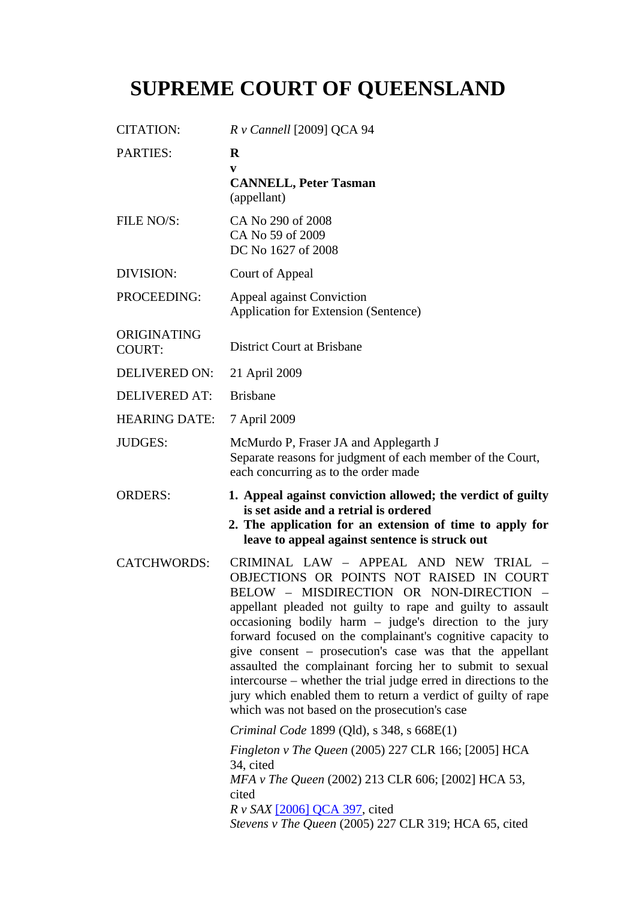# SUPREME COURT OF QUEENSLAND

| | |
|---|---|
| CITATION: | *R v Cannell* [2009] QCA 94 |
| PARTIES: | **R**<br>**v**<br>**CANNELL, Peter Tasman**<br>(appellant) |
| FILE NO/S: | CA No 290 of 2008<br>CA No 59 of 2009<br>DC No 1627 of 2008 |
| DIVISION: | Court of Appeal |
| PROCEEDING: | Appeal against Conviction<br>Application for Extension (Sentence) |
| ORIGINATING COURT: | District Court at Brisbane |
| DELIVERED ON: | 21 April 2009 |
| DELIVERED AT: | Brisbane |
| HEARING DATE: | 7 April 2009 |
| JUDGES: | McMurdo P, Fraser JA and Applegarth J<br>Separate reasons for judgment of each member of the Court, each concurring as to the order made |
| ORDERS: | **1. Appeal against conviction allowed; the verdict of guilty is set aside and a retrial is ordered**<br>**2. The application for an extension of time to apply for leave to appeal against sentence is struck out** |
| CATCHWORDS: | CRIMINAL LAW – APPEAL AND NEW TRIAL – OBJECTIONS OR POINTS NOT RAISED IN COURT BELOW – MISDIRECTION OR NON-DIRECTION – appellant pleaded not guilty to rape and guilty to assault occasioning bodily harm – judge's direction to the jury forward focused on the complainant's cognitive capacity to give consent – prosecution's case was that the appellant assaulted the complainant forcing her to submit to sexual intercourse – whether the trial judge erred in directions to the jury which enabled them to return a verdict of guilty of rape which was not based on the prosecution's case<br><br>*Criminal Code* 1899 (Qld), s 348, s 668E(1)<br><br>*Fingleton v The Queen* (2005) 227 CLR 166; [2005] HCA 34, cited<br>*MFA v The Queen* (2002) 213 CLR 606; [2002] HCA 53, cited<br>*R v SAX* [2006] QCA 397, cited<br>*Stevens v The Queen* (2005) 227 CLR 319; HCA 65, cited |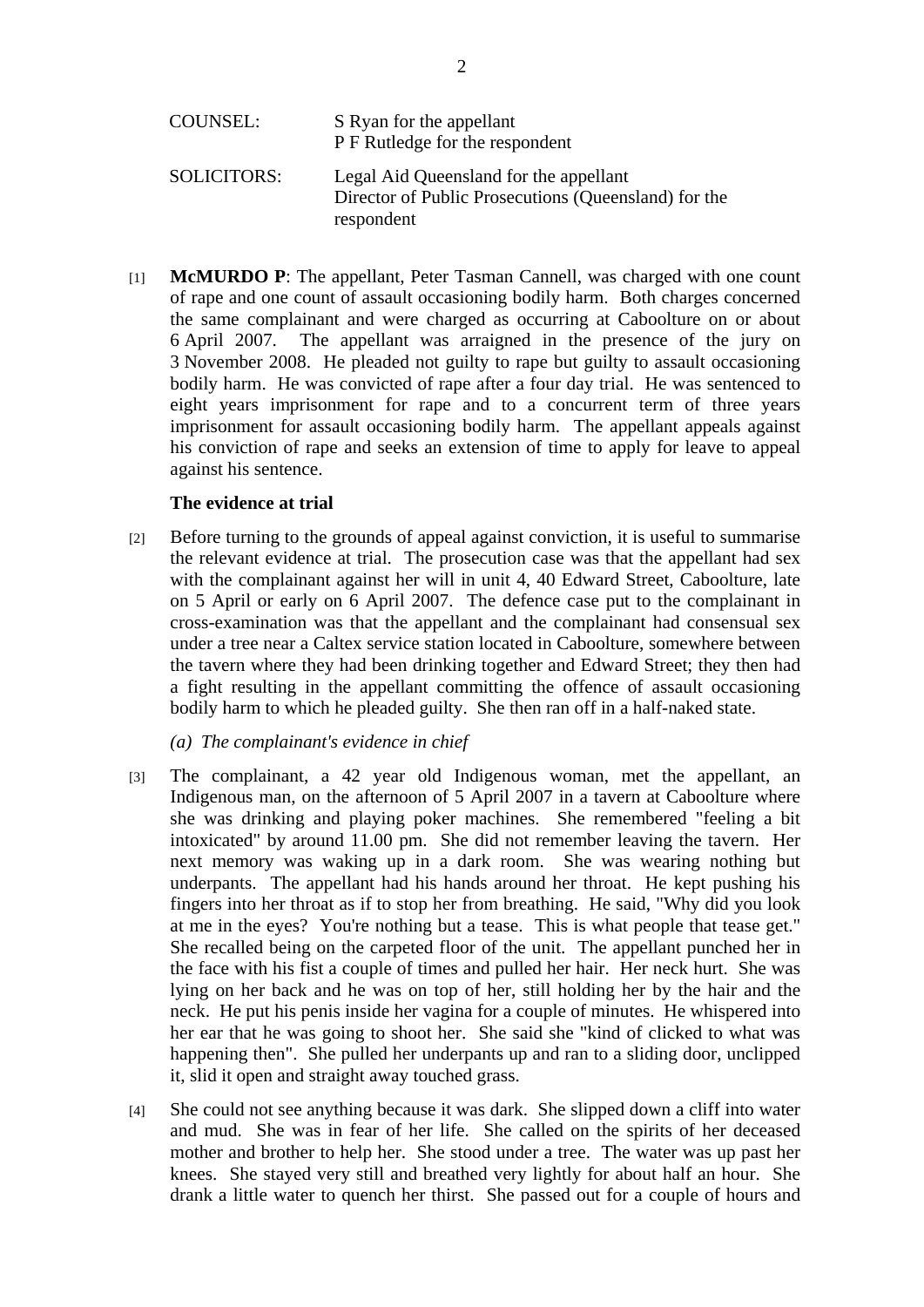COUNSEL: S Ryan for the appellant
P F Rutledge for the respondent

SOLICITORS: Legal Aid Queensland for the appellant
Director of Public Prosecutions (Queensland) for the respondent

[1] **McMURDO P**: The appellant, Peter Tasman Cannell, was charged with one count of rape and one count of assault occasioning bodily harm. Both charges concerned the same complainant and were charged as occurring at Caboolture on or about 6 April 2007. The appellant was arraigned in the presence of the jury on 3 November 2008. He pleaded not guilty to rape but guilty to assault occasioning bodily harm. He was convicted of rape after a four day trial. He was sentenced to eight years imprisonment for rape and to a concurrent term of three years imprisonment for assault occasioning bodily harm. The appellant appeals against his conviction of rape and seeks an extension of time to apply for leave to appeal against his sentence.

**The evidence at trial**

[2] Before turning to the grounds of appeal against conviction, it is useful to summarise the relevant evidence at trial. The prosecution case was that the appellant had sex with the complainant against her will in unit 4, 40 Edward Street, Caboolture, late on 5 April or early on 6 April 2007. The defence case put to the complainant in cross-examination was that the appellant and the complainant had consensual sex under a tree near a Caltex service station located in Caboolture, somewhere between the tavern where they had been drinking together and Edward Street; they then had a fight resulting in the appellant committing the offence of assault occasioning bodily harm to which he pleaded guilty. She then ran off in a half-naked state.

*(a) The complainant's evidence in chief*

[3] The complainant, a 42 year old Indigenous woman, met the appellant, an Indigenous man, on the afternoon of 5 April 2007 in a tavern at Caboolture where she was drinking and playing poker machines. She remembered "feeling a bit intoxicated" by around 11.00 pm. She did not remember leaving the tavern. Her next memory was waking up in a dark room. She was wearing nothing but underpants. The appellant had his hands around her throat. He kept pushing his fingers into her throat as if to stop her from breathing. He said, "Why did you look at me in the eyes? You're nothing but a tease. This is what people that tease get." She recalled being on the carpeted floor of the unit. The appellant punched her in the face with his fist a couple of times and pulled her hair. Her neck hurt. She was lying on her back and he was on top of her, still holding her by the hair and the neck. He put his penis inside her vagina for a couple of minutes. He whispered into her ear that he was going to shoot her. She said she "kind of clicked to what was happening then". She pulled her underpants up and ran to a sliding door, unclipped it, slid it open and straight away touched grass.

[4] She could not see anything because it was dark. She slipped down a cliff into water and mud. She was in fear of her life. She called on the spirits of her deceased mother and brother to help her. She stood under a tree. The water was up past her knees. She stayed very still and breathed very lightly for about half an hour. She drank a little water to quench her thirst. She passed out for a couple of hours and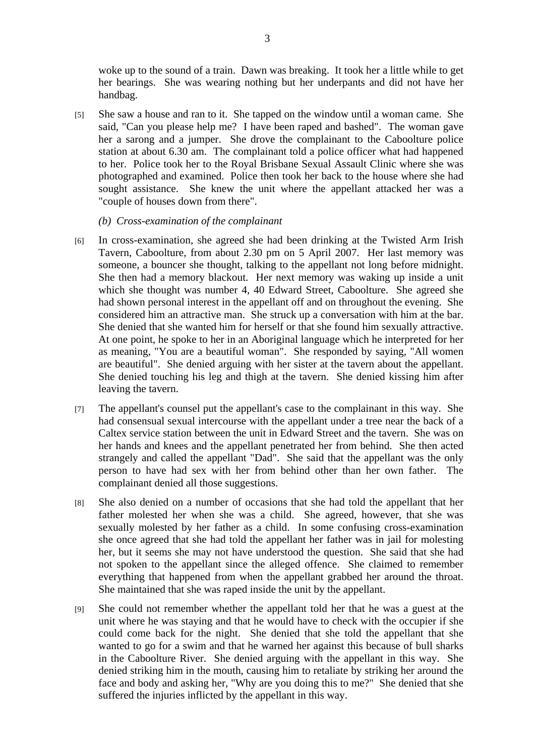woke up to the sound of a train. Dawn was breaking. It took her a little while to get her bearings. She was wearing nothing but her underpants and did not have her handbag.

[5] She saw a house and ran to it. She tapped on the window until a woman came. She said, "Can you please help me? I have been raped and bashed". The woman gave her a sarong and a jumper. She drove the complainant to the Caboolture police station at about 6.30 am. The complainant told a police officer what had happened to her. Police took her to the Royal Brisbane Sexual Assault Clinic where she was photographed and examined. Police then took her back to the house where she had sought assistance. She knew the unit where the appellant attacked her was a "couple of houses down from there".

*(b) Cross-examination of the complainant*

[6] In cross-examination, she agreed she had been drinking at the Twisted Arm Irish Tavern, Caboolture, from about 2.30 pm on 5 April 2007. Her last memory was someone, a bouncer she thought, talking to the appellant not long before midnight. She then had a memory blackout. Her next memory was waking up inside a unit which she thought was number 4, 40 Edward Street, Caboolture. She agreed she had shown personal interest in the appellant off and on throughout the evening. She considered him an attractive man. She struck up a conversation with him at the bar. She denied that she wanted him for herself or that she found him sexually attractive. At one point, he spoke to her in an Aboriginal language which he interpreted for her as meaning, "You are a beautiful woman". She responded by saying, "All women are beautiful". She denied arguing with her sister at the tavern about the appellant. She denied touching his leg and thigh at the tavern. She denied kissing him after leaving the tavern.

[7] The appellant's counsel put the appellant's case to the complainant in this way. She had consensual sexual intercourse with the appellant under a tree near the back of a Caltex service station between the unit in Edward Street and the tavern. She was on her hands and knees and the appellant penetrated her from behind. She then acted strangely and called the appellant "Dad". She said that the appellant was the only person to have had sex with her from behind other than her own father. The complainant denied all those suggestions.

[8] She also denied on a number of occasions that she had told the appellant that her father molested her when she was a child. She agreed, however, that she was sexually molested by her father as a child. In some confusing cross-examination she once agreed that she had told the appellant her father was in jail for molesting her, but it seems she may not have understood the question. She said that she had not spoken to the appellant since the alleged offence. She claimed to remember everything that happened from when the appellant grabbed her around the throat. She maintained that she was raped inside the unit by the appellant.

[9] She could not remember whether the appellant told her that he was a guest at the unit where he was staying and that he would have to check with the occupier if she could come back for the night. She denied that she told the appellant that she wanted to go for a swim and that he warned her against this because of bull sharks in the Caboolture River. She denied arguing with the appellant in this way. She denied striking him in the mouth, causing him to retaliate by striking her around the face and body and asking her, "Why are you doing this to me?" She denied that she suffered the injuries inflicted by the appellant in this way.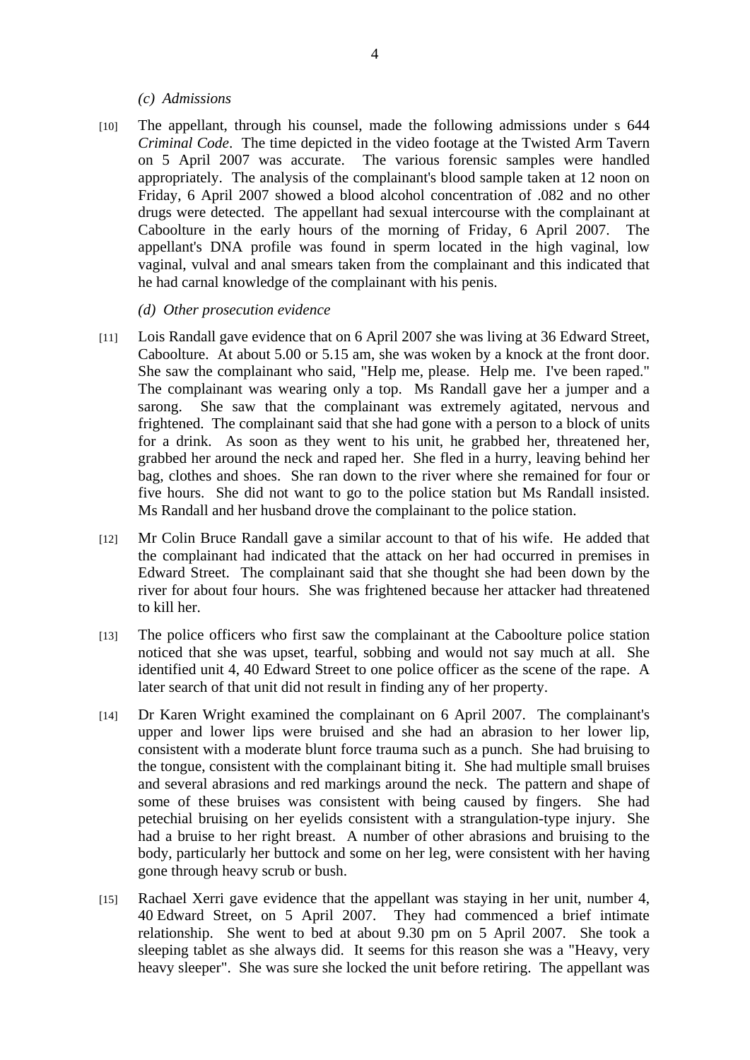*(c) Admissions*

[10] The appellant, through his counsel, made the following admissions under s 644 *Criminal Code*. The time depicted in the video footage at the Twisted Arm Tavern on 5 April 2007 was accurate. The various forensic samples were handled appropriately. The analysis of the complainant's blood sample taken at 12 noon on Friday, 6 April 2007 showed a blood alcohol concentration of .082 and no other drugs were detected. The appellant had sexual intercourse with the complainant at Caboolture in the early hours of the morning of Friday, 6 April 2007. The appellant's DNA profile was found in sperm located in the high vaginal, low vaginal, vulval and anal smears taken from the complainant and this indicated that he had carnal knowledge of the complainant with his penis.

*(d) Other prosecution evidence*

[11] Lois Randall gave evidence that on 6 April 2007 she was living at 36 Edward Street, Caboolture. At about 5.00 or 5.15 am, she was woken by a knock at the front door. She saw the complainant who said, "Help me, please. Help me. I've been raped." The complainant was wearing only a top. Ms Randall gave her a jumper and a sarong. She saw that the complainant was extremely agitated, nervous and frightened. The complainant said that she had gone with a person to a block of units for a drink. As soon as they went to his unit, he grabbed her, threatened her, grabbed her around the neck and raped her. She fled in a hurry, leaving behind her bag, clothes and shoes. She ran down to the river where she remained for four or five hours. She did not want to go to the police station but Ms Randall insisted. Ms Randall and her husband drove the complainant to the police station.

[12] Mr Colin Bruce Randall gave a similar account to that of his wife. He added that the complainant had indicated that the attack on her had occurred in premises in Edward Street. The complainant said that she thought she had been down by the river for about four hours. She was frightened because her attacker had threatened to kill her.

[13] The police officers who first saw the complainant at the Caboolture police station noticed that she was upset, tearful, sobbing and would not say much at all. She identified unit 4, 40 Edward Street to one police officer as the scene of the rape. A later search of that unit did not result in finding any of her property.

[14] Dr Karen Wright examined the complainant on 6 April 2007. The complainant's upper and lower lips were bruised and she had an abrasion to her lower lip, consistent with a moderate blunt force trauma such as a punch. She had bruising to the tongue, consistent with the complainant biting it. She had multiple small bruises and several abrasions and red markings around the neck. The pattern and shape of some of these bruises was consistent with being caused by fingers. She had petechial bruising on her eyelids consistent with a strangulation-type injury. She had a bruise to her right breast. A number of other abrasions and bruising to the body, particularly her buttock and some on her leg, were consistent with her having gone through heavy scrub or bush.

[15] Rachael Xerri gave evidence that the appellant was staying in her unit, number 4, 40 Edward Street, on 5 April 2007. They had commenced a brief intimate relationship. She went to bed at about 9.30 pm on 5 April 2007. She took a sleeping tablet as she always did. It seems for this reason she was a "Heavy, very heavy sleeper". She was sure she locked the unit before retiring. The appellant was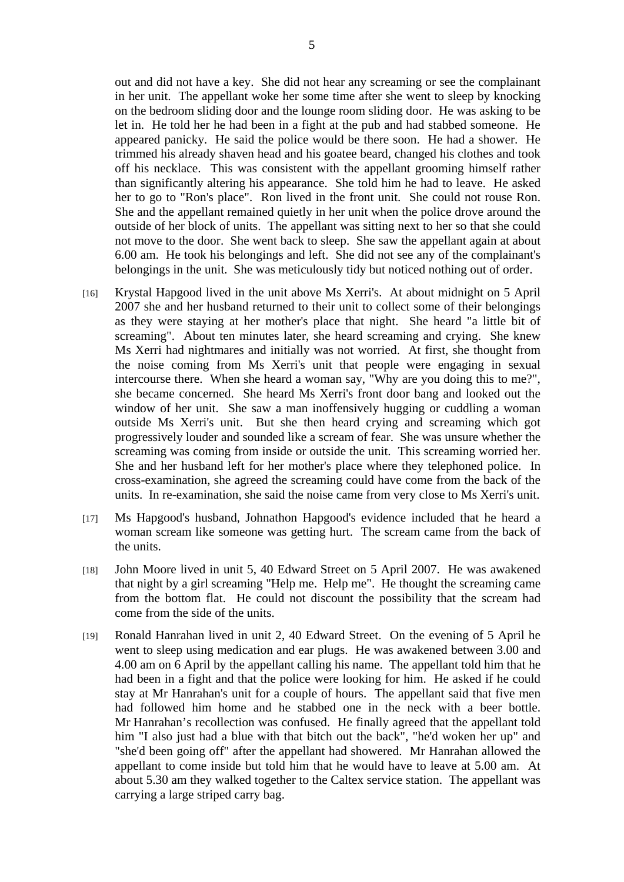out and did not have a key. She did not hear any screaming or see the complainant in her unit. The appellant woke her some time after she went to sleep by knocking on the bedroom sliding door and the lounge room sliding door. He was asking to be let in. He told her he had been in a fight at the pub and had stabbed someone. He appeared panicky. He said the police would be there soon. He had a shower. He trimmed his already shaven head and his goatee beard, changed his clothes and took off his necklace. This was consistent with the appellant grooming himself rather than significantly altering his appearance. She told him he had to leave. He asked her to go to "Ron's place". Ron lived in the front unit. She could not rouse Ron. She and the appellant remained quietly in her unit when the police drove around the outside of her block of units. The appellant was sitting next to her so that she could not move to the door. She went back to sleep. She saw the appellant again at about 6.00 am. He took his belongings and left. She did not see any of the complainant's belongings in the unit. She was meticulously tidy but noticed nothing out of order.

[16] Krystal Hapgood lived in the unit above Ms Xerri's. At about midnight on 5 April 2007 she and her husband returned to their unit to collect some of their belongings as they were staying at her mother's place that night. She heard "a little bit of screaming". About ten minutes later, she heard screaming and crying. She knew Ms Xerri had nightmares and initially was not worried. At first, she thought from the noise coming from Ms Xerri's unit that people were engaging in sexual intercourse there. When she heard a woman say, "Why are you doing this to me?", she became concerned. She heard Ms Xerri's front door bang and looked out the window of her unit. She saw a man inoffensively hugging or cuddling a woman outside Ms Xerri's unit. But she then heard crying and screaming which got progressively louder and sounded like a scream of fear. She was unsure whether the screaming was coming from inside or outside the unit. This screaming worried her. She and her husband left for her mother's place where they telephoned police. In cross-examination, she agreed the screaming could have come from the back of the units. In re-examination, she said the noise came from very close to Ms Xerri's unit.

[17] Ms Hapgood's husband, Johnathon Hapgood's evidence included that he heard a woman scream like someone was getting hurt. The scream came from the back of the units.

[18] John Moore lived in unit 5, 40 Edward Street on 5 April 2007. He was awakened that night by a girl screaming "Help me. Help me". He thought the screaming came from the bottom flat. He could not discount the possibility that the scream had come from the side of the units.

[19] Ronald Hanrahan lived in unit 2, 40 Edward Street. On the evening of 5 April he went to sleep using medication and ear plugs. He was awakened between 3.00 and 4.00 am on 6 April by the appellant calling his name. The appellant told him that he had been in a fight and that the police were looking for him. He asked if he could stay at Mr Hanrahan's unit for a couple of hours. The appellant said that five men had followed him home and he stabbed one in the neck with a beer bottle. Mr Hanrahan's recollection was confused. He finally agreed that the appellant told him "I also just had a blue with that bitch out the back", "he'd woken her up" and "she'd been going off" after the appellant had showered. Mr Hanrahan allowed the appellant to come inside but told him that he would have to leave at 5.00 am. At about 5.30 am they walked together to the Caltex service station. The appellant was carrying a large striped carry bag.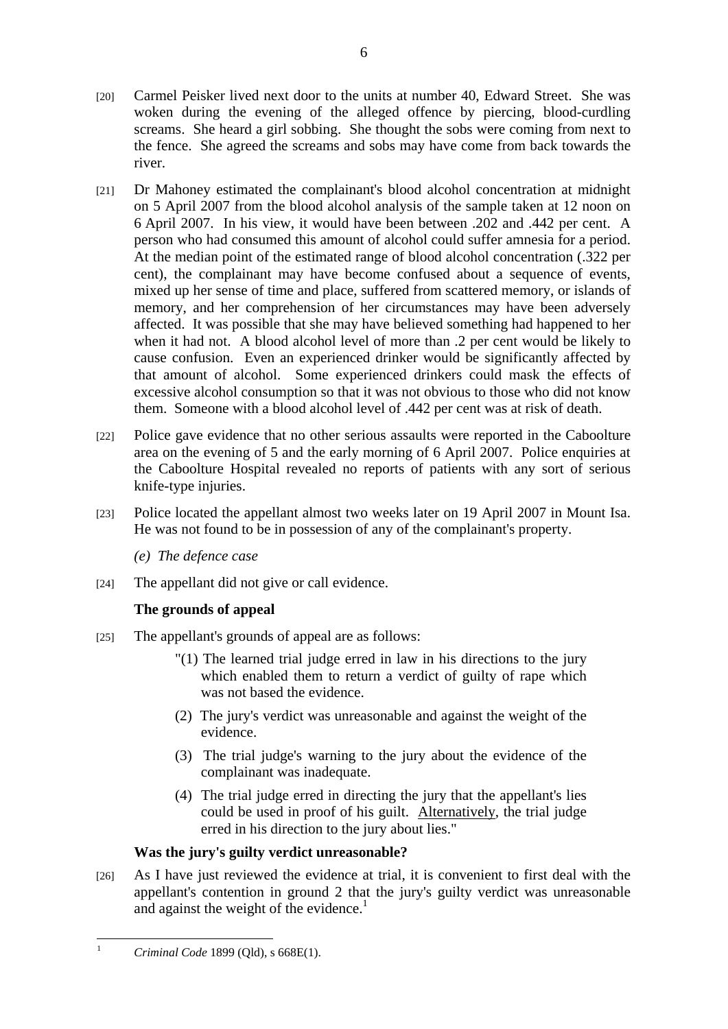[20] Carmel Peisker lived next door to the units at number 40, Edward Street. She was woken during the evening of the alleged offence by piercing, blood-curdling screams. She heard a girl sobbing. She thought the sobs were coming from next to the fence. She agreed the screams and sobs may have come from back towards the river.

[21] Dr Mahoney estimated the complainant's blood alcohol concentration at midnight on 5 April 2007 from the blood alcohol analysis of the sample taken at 12 noon on 6 April 2007. In his view, it would have been between .202 and .442 per cent. A person who had consumed this amount of alcohol could suffer amnesia for a period. At the median point of the estimated range of blood alcohol concentration (.322 per cent), the complainant may have become confused about a sequence of events, mixed up her sense of time and place, suffered from scattered memory, or islands of memory, and her comprehension of her circumstances may have been adversely affected. It was possible that she may have believed something had happened to her when it had not. A blood alcohol level of more than .2 per cent would be likely to cause confusion. Even an experienced drinker would be significantly affected by that amount of alcohol. Some experienced drinkers could mask the effects of excessive alcohol consumption so that it was not obvious to those who did not know them. Someone with a blood alcohol level of .442 per cent was at risk of death.

[22] Police gave evidence that no other serious assaults were reported in the Caboolture area on the evening of 5 and the early morning of 6 April 2007. Police enquiries at the Caboolture Hospital revealed no reports of patients with any sort of serious knife-type injuries.

[23] Police located the appellant almost two weeks later on 19 April 2007 in Mount Isa. He was not found to be in possession of any of the complainant's property.

*(e) The defence case*

[24] The appellant did not give or call evidence.

**The grounds of appeal**

[25] The appellant's grounds of appeal are as follows:

> "(1) The learned trial judge erred in law in his directions to the jury which enabled them to return a verdict of guilty of rape which was not based the evidence.
>
> (2) The jury's verdict was unreasonable and against the weight of the evidence.
>
> (3) The trial judge's warning to the jury about the evidence of the complainant was inadequate.
>
> (4) The trial judge erred in directing the jury that the appellant's lies could be used in proof of his guilt. Alternatively, the trial judge erred in his direction to the jury about lies."

**Was the jury's guilty verdict unreasonable?**

[26] As I have just reviewed the evidence at trial, it is convenient to first deal with the appellant's contention in ground 2 that the jury's guilty verdict was unreasonable and against the weight of the evidence.[1]

---

[1] *Criminal Code* 1899 (Qld), s 668E(1).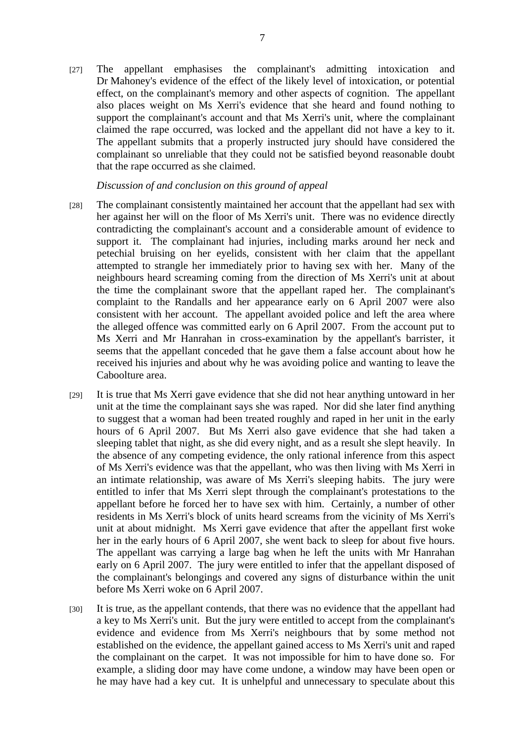[27] The appellant emphasises the complainant's admitting intoxication and Dr Mahoney's evidence of the effect of the likely level of intoxication, or potential effect, on the complainant's memory and other aspects of cognition. The appellant also places weight on Ms Xerri's evidence that she heard and found nothing to support the complainant's account and that Ms Xerri's unit, where the complainant claimed the rape occurred, was locked and the appellant did not have a key to it. The appellant submits that a properly instructed jury should have considered the complainant so unreliable that they could not be satisfied beyond reasonable doubt that the rape occurred as she claimed.

*Discussion of and conclusion on this ground of appeal*

[28] The complainant consistently maintained her account that the appellant had sex with her against her will on the floor of Ms Xerri's unit. There was no evidence directly contradicting the complainant's account and a considerable amount of evidence to support it. The complainant had injuries, including marks around her neck and petechial bruising on her eyelids, consistent with her claim that the appellant attempted to strangle her immediately prior to having sex with her. Many of the neighbours heard screaming coming from the direction of Ms Xerri's unit at about the time the complainant swore that the appellant raped her. The complainant's complaint to the Randalls and her appearance early on 6 April 2007 were also consistent with her account. The appellant avoided police and left the area where the alleged offence was committed early on 6 April 2007. From the account put to Ms Xerri and Mr Hanrahan in cross-examination by the appellant's barrister, it seems that the appellant conceded that he gave them a false account about how he received his injuries and about why he was avoiding police and wanting to leave the Caboolture area.

[29] It is true that Ms Xerri gave evidence that she did not hear anything untoward in her unit at the time the complainant says she was raped. Nor did she later find anything to suggest that a woman had been treated roughly and raped in her unit in the early hours of 6 April 2007. But Ms Xerri also gave evidence that she had taken a sleeping tablet that night, as she did every night, and as a result she slept heavily. In the absence of any competing evidence, the only rational inference from this aspect of Ms Xerri's evidence was that the appellant, who was then living with Ms Xerri in an intimate relationship, was aware of Ms Xerri's sleeping habits. The jury were entitled to infer that Ms Xerri slept through the complainant's protestations to the appellant before he forced her to have sex with him. Certainly, a number of other residents in Ms Xerri's block of units heard screams from the vicinity of Ms Xerri's unit at about midnight. Ms Xerri gave evidence that after the appellant first woke her in the early hours of 6 April 2007, she went back to sleep for about five hours. The appellant was carrying a large bag when he left the units with Mr Hanrahan early on 6 April 2007. The jury were entitled to infer that the appellant disposed of the complainant's belongings and covered any signs of disturbance within the unit before Ms Xerri woke on 6 April 2007.

[30] It is true, as the appellant contends, that there was no evidence that the appellant had a key to Ms Xerri's unit. But the jury were entitled to accept from the complainant's evidence and evidence from Ms Xerri's neighbours that by some method not established on the evidence, the appellant gained access to Ms Xerri's unit and raped the complainant on the carpet. It was not impossible for him to have done so. For example, a sliding door may have come undone, a window may have been open or he may have had a key cut. It is unhelpful and unnecessary to speculate about this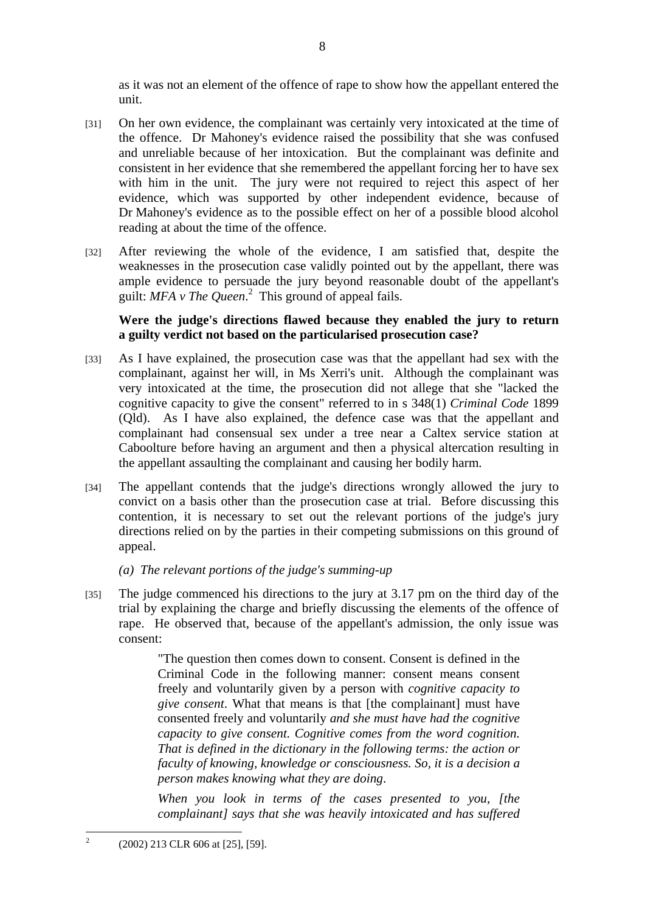as it was not an element of the offence of rape to show how the appellant entered the unit.

[31] On her own evidence, the complainant was certainly very intoxicated at the time of the offence. Dr Mahoney's evidence raised the possibility that she was confused and unreliable because of her intoxication. But the complainant was definite and consistent in her evidence that she remembered the appellant forcing her to have sex with him in the unit. The jury were not required to reject this aspect of her evidence, which was supported by other independent evidence, because of Dr Mahoney's evidence as to the possible effect on her of a possible blood alcohol reading at about the time of the offence.

[32] After reviewing the whole of the evidence, I am satisfied that, despite the weaknesses in the prosecution case validly pointed out by the appellant, there was ample evidence to persuade the jury beyond reasonable doubt of the appellant's guilt: *MFA v The Queen*.[2] This ground of appeal fails.

**Were the judge's directions flawed because they enabled the jury to return a guilty verdict not based on the particularised prosecution case?**

[33] As I have explained, the prosecution case was that the appellant had sex with the complainant, against her will, in Ms Xerri's unit. Although the complainant was very intoxicated at the time, the prosecution did not allege that she "lacked the cognitive capacity to give the consent" referred to in s 348(1) *Criminal Code* 1899 (Qld). As I have also explained, the defence case was that the appellant and complainant had consensual sex under a tree near a Caltex service station at Caboolture before having an argument and then a physical altercation resulting in the appellant assaulting the complainant and causing her bodily harm.

[34] The appellant contends that the judge's directions wrongly allowed the jury to convict on a basis other than the prosecution case at trial. Before discussing this contention, it is necessary to set out the relevant portions of the judge's jury directions relied on by the parties in their competing submissions on this ground of appeal.

*(a) The relevant portions of the judge's summing-up*

[35] The judge commenced his directions to the jury at 3.17 pm on the third day of the trial by explaining the charge and briefly discussing the elements of the offence of rape. He observed that, because of the appellant's admission, the only issue was consent:

> "The question then comes down to consent. Consent is defined in the Criminal Code in the following manner: consent means consent freely and voluntarily given by a person with *cognitive capacity to give consent*. What that means is that [the complainant] must have consented freely and voluntarily *and she must have had the cognitive capacity to give consent. Cognitive comes from the word cognition. That is defined in the dictionary in the following terms: the action or faculty of knowing, knowledge or consciousness. So, it is a decision a person makes knowing what they are doing.*
>
> *When you look in terms of the cases presented to you, [the complainant] says that she was heavily intoxicated and has suffered*

[2] (2002) 213 CLR 606 at [25], [59].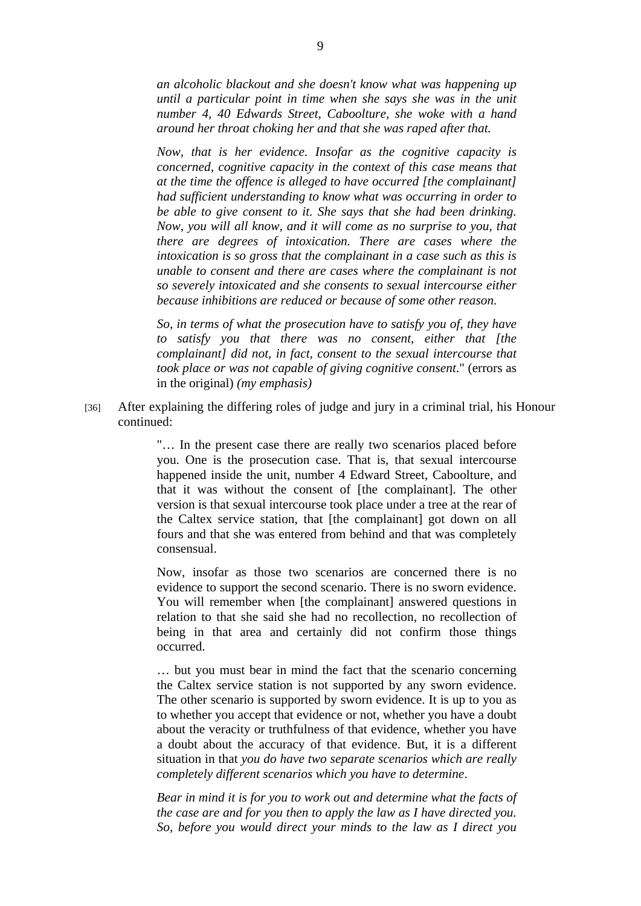*an alcoholic blackout and she doesn't know what was happening up until a particular point in time when she says she was in the unit number 4, 40 Edwards Street, Caboolture, she woke with a hand around her throat choking her and that she was raped after that.*

> *Now, that is her evidence. Insofar as the cognitive capacity is concerned, cognitive capacity in the context of this case means that at the time the offence is alleged to have occurred [the complainant] had sufficient understanding to know what was occurring in order to be able to give consent to it. She says that she had been drinking. Now, you will all know, and it will come as no surprise to you, that there are degrees of intoxication. There are cases where the intoxication is so gross that the complainant in a case such as this is unable to consent and there are cases where the complainant is not so severely intoxicated and she consents to sexual intercourse either because inhibitions are reduced or because of some other reason.*
>
> *So, in terms of what the prosecution have to satisfy you of, they have to satisfy you that there was no consent, either that [the complainant] did not, in fact, consent to the sexual intercourse that took place or was not capable of giving cognitive consent.*" (errors as in the original) *(my emphasis)*

[36] After explaining the differing roles of judge and jury in a criminal trial, his Honour continued:

> "… In the present case there are really two scenarios placed before you. One is the prosecution case. That is, that sexual intercourse happened inside the unit, number 4 Edward Street, Caboolture, and that it was without the consent of [the complainant]. The other version is that sexual intercourse took place under a tree at the rear of the Caltex service station, that [the complainant] got down on all fours and that she was entered from behind and that was completely consensual.
>
> Now, insofar as those two scenarios are concerned there is no evidence to support the second scenario. There is no sworn evidence. You will remember when [the complainant] answered questions in relation to that she said she had no recollection, no recollection of being in that area and certainly did not confirm those things occurred.
>
> … but you must bear in mind the fact that the scenario concerning the Caltex service station is not supported by any sworn evidence. The other scenario is supported by sworn evidence. It is up to you as to whether you accept that evidence or not, whether you have a doubt about the veracity or truthfulness of that evidence, whether you have a doubt about the accuracy of that evidence. But, it is a different situation in that *you do have two separate scenarios which are really completely different scenarios which you have to determine*.
>
> *Bear in mind it is for you to work out and determine what the facts of the case are and for you then to apply the law as I have directed you. So, before you would direct your minds to the law as I direct you*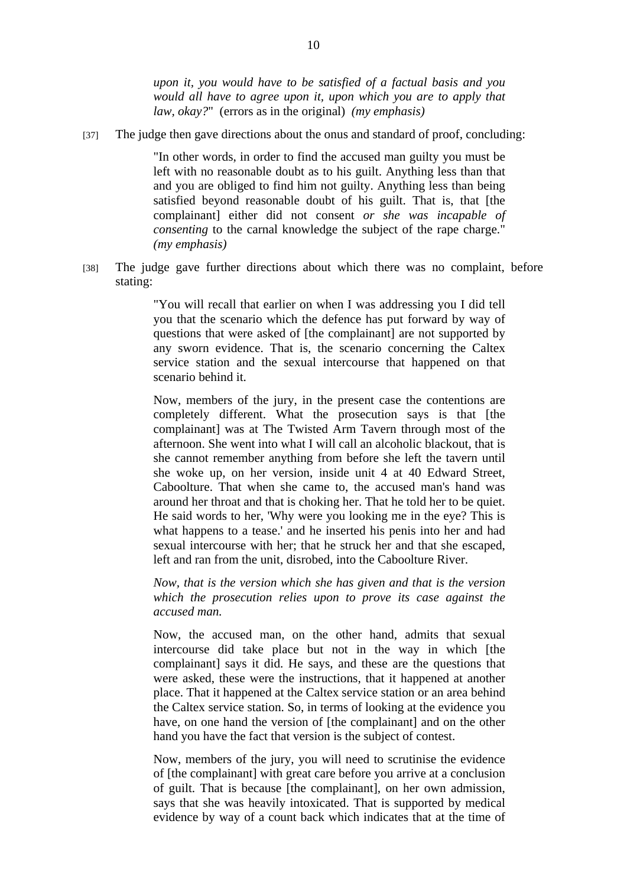*upon it, you would have to be satisfied of a factual basis and you would all have to agree upon it, upon which you are to apply that law, okay?*" (errors as in the original) *(my emphasis)*

[37] The judge then gave directions about the onus and standard of proof, concluding:

> "In other words, in order to find the accused man guilty you must be left with no reasonable doubt as to his guilt. Anything less than that and you are obliged to find him not guilty. Anything less than being satisfied beyond reasonable doubt of his guilt. That is, that [the complainant] either did not consent *or she was incapable of consenting* to the carnal knowledge the subject of the rape charge." *(my emphasis)*

[38] The judge gave further directions about which there was no complaint, before stating:

> "You will recall that earlier on when I was addressing you I did tell you that the scenario which the defence has put forward by way of questions that were asked of [the complainant] are not supported by any sworn evidence. That is, the scenario concerning the Caltex service station and the sexual intercourse that happened on that scenario behind it.
>
> Now, members of the jury, in the present case the contentions are completely different. What the prosecution says is that [the complainant] was at The Twisted Arm Tavern through most of the afternoon. She went into what I will call an alcoholic blackout, that is she cannot remember anything from before she left the tavern until she woke up, on her version, inside unit 4 at 40 Edward Street, Caboolture. That when she came to, the accused man's hand was around her throat and that is choking her. That he told her to be quiet. He said words to her, 'Why were you looking me in the eye? This is what happens to a tease.' and he inserted his penis into her and had sexual intercourse with her; that he struck her and that she escaped, left and ran from the unit, disrobed, into the Caboolture River.
>
> *Now, that is the version which she has given and that is the version which the prosecution relies upon to prove its case against the accused man.*
>
> Now, the accused man, on the other hand, admits that sexual intercourse did take place but not in the way in which [the complainant] says it did. He says, and these are the questions that were asked, these were the instructions, that it happened at another place. That it happened at the Caltex service station or an area behind the Caltex service station. So, in terms of looking at the evidence you have, on one hand the version of [the complainant] and on the other hand you have the fact that version is the subject of contest.
>
> Now, members of the jury, you will need to scrutinise the evidence of [the complainant] with great care before you arrive at a conclusion of guilt. That is because [the complainant], on her own admission, says that she was heavily intoxicated. That is supported by medical evidence by way of a count back which indicates that at the time of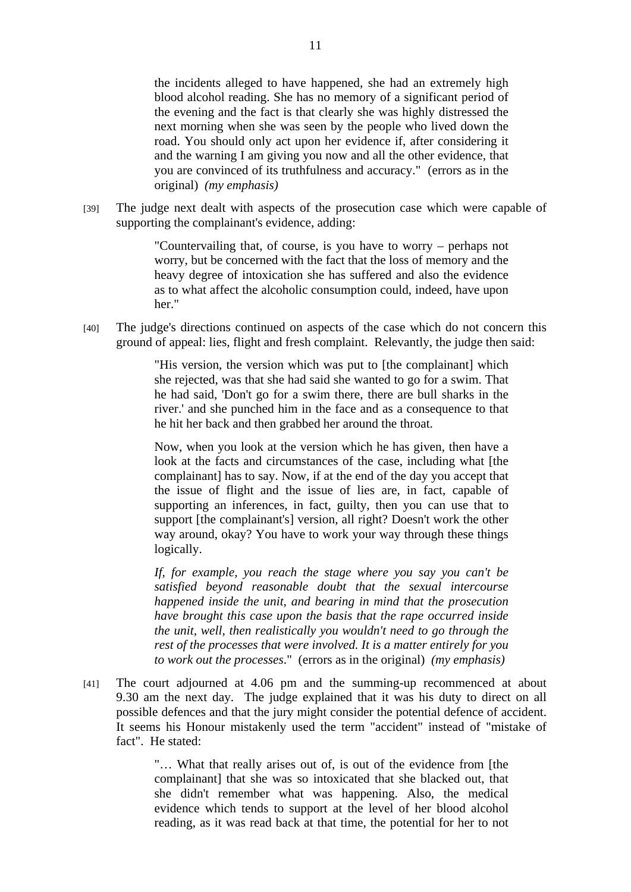> the incidents alleged to have happened, she had an extremely high blood alcohol reading. She has no memory of a significant period of the evening and the fact is that clearly she was highly distressed the next morning when she was seen by the people who lived down the road. You should only act upon her evidence if, after considering it and the warning I am giving you now and all the other evidence, that you are convinced of its truthfulness and accuracy." (errors as in the original) *(my emphasis)*

[39] The judge next dealt with aspects of the prosecution case which were capable of supporting the complainant's evidence, adding:

> "Countervailing that, of course, is you have to worry – perhaps not worry, but be concerned with the fact that the loss of memory and the heavy degree of intoxication she has suffered and also the evidence as to what affect the alcoholic consumption could, indeed, have upon her."

[40] The judge's directions continued on aspects of the case which do not concern this ground of appeal: lies, flight and fresh complaint. Relevantly, the judge then said:

> "His version, the version which was put to [the complainant] which she rejected, was that she had said she wanted to go for a swim. That he had said, 'Don't go for a swim there, there are bull sharks in the river.' and she punched him in the face and as a consequence to that he hit her back and then grabbed her around the throat.
>
> Now, when you look at the version which he has given, then have a look at the facts and circumstances of the case, including what [the complainant] has to say. Now, if at the end of the day you accept that the issue of flight and the issue of lies are, in fact, capable of supporting an inferences, in fact, guilty, then you can use that to support [the complainant's] version, all right? Doesn't work the other way around, okay? You have to work your way through these things logically.
>
> *If, for example, you reach the stage where you say you can't be satisfied beyond reasonable doubt that the sexual intercourse happened inside the unit, and bearing in mind that the prosecution have brought this case upon the basis that the rape occurred inside the unit, well, then realistically you wouldn't need to go through the rest of the processes that were involved. It is a matter entirely for you to work out the processes*." (errors as in the original) *(my emphasis)*

[41] The court adjourned at 4.06 pm and the summing-up recommenced at about 9.30 am the next day. The judge explained that it was his duty to direct on all possible defences and that the jury might consider the potential defence of accident. It seems his Honour mistakenly used the term "accident" instead of "mistake of fact". He stated:

> "… What that really arises out of, is out of the evidence from [the complainant] that she was so intoxicated that she blacked out, that she didn't remember what was happening. Also, the medical evidence which tends to support at the level of her blood alcohol reading, as it was read back at that time, the potential for her to not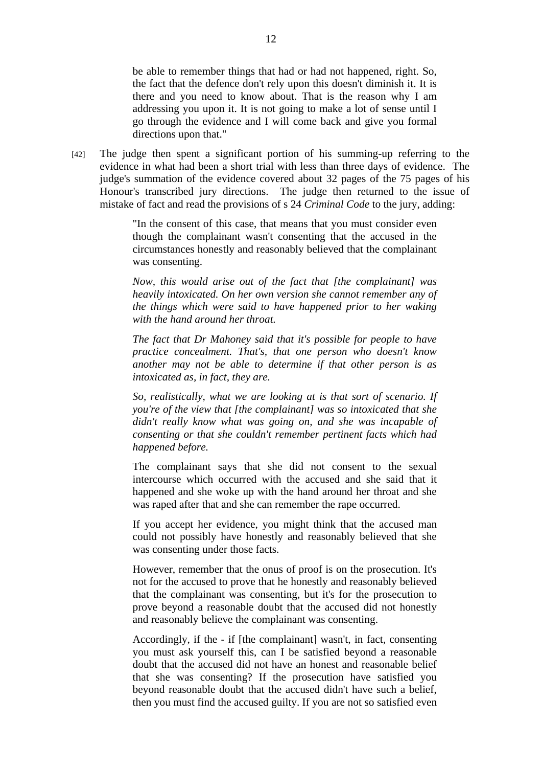> be able to remember things that had or had not happened, right. So, the fact that the defence don't rely upon this doesn't diminish it. It is there and you need to know about. That is the reason why I am addressing you upon it. It is not going to make a lot of sense until I go through the evidence and I will come back and give you formal directions upon that."

[42] The judge then spent a significant portion of his summing-up referring to the evidence in what had been a short trial with less than three days of evidence. The judge's summation of the evidence covered about 32 pages of the 75 pages of his Honour's transcribed jury directions. The judge then returned to the issue of mistake of fact and read the provisions of s 24 *Criminal Code* to the jury, adding:

> "In the consent of this case, that means that you must consider even though the complainant wasn't consenting that the accused in the circumstances honestly and reasonably believed that the complainant was consenting.
>
> *Now, this would arise out of the fact that [the complainant] was heavily intoxicated. On her own version she cannot remember any of the things which were said to have happened prior to her waking with the hand around her throat.*
>
> *The fact that Dr Mahoney said that it's possible for people to have practice concealment. That's, that one person who doesn't know another may not be able to determine if that other person is as intoxicated as, in fact, they are.*
>
> *So, realistically, what we are looking at is that sort of scenario. If you're of the view that [the complainant] was so intoxicated that she didn't really know what was going on, and she was incapable of consenting or that she couldn't remember pertinent facts which had happened before.*
>
> The complainant says that she did not consent to the sexual intercourse which occurred with the accused and she said that it happened and she woke up with the hand around her throat and she was raped after that and she can remember the rape occurred.
>
> If you accept her evidence, you might think that the accused man could not possibly have honestly and reasonably believed that she was consenting under those facts.
>
> However, remember that the onus of proof is on the prosecution. It's not for the accused to prove that he honestly and reasonably believed that the complainant was consenting, but it's for the prosecution to prove beyond a reasonable doubt that the accused did not honestly and reasonably believe the complainant was consenting.
>
> Accordingly, if the - if [the complainant] wasn't, in fact, consenting you must ask yourself this, can I be satisfied beyond a reasonable doubt that the accused did not have an honest and reasonable belief that she was consenting? If the prosecution have satisfied you beyond reasonable doubt that the accused didn't have such a belief, then you must find the accused guilty. If you are not so satisfied even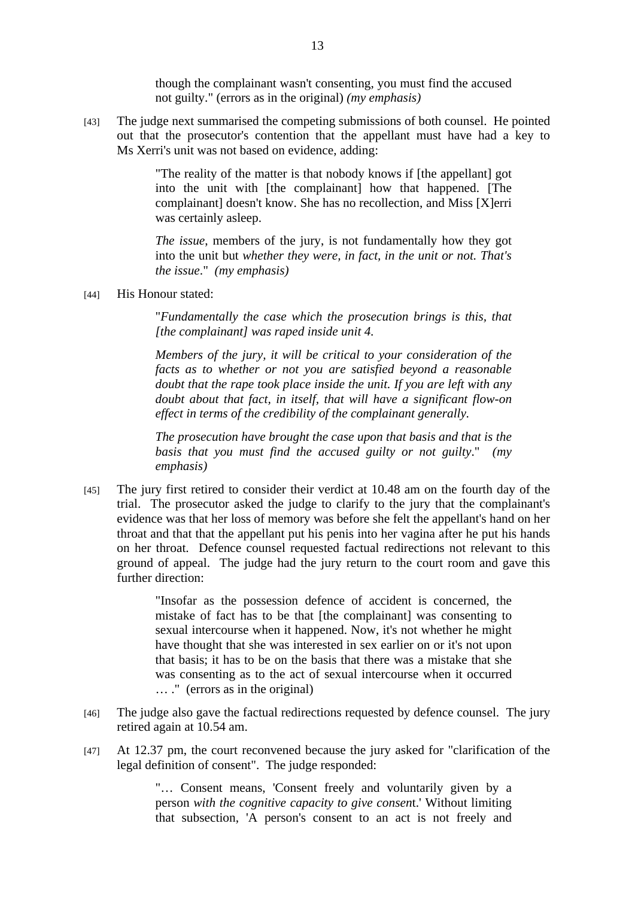> though the complainant wasn't consenting, you must find the accused not guilty." (errors as in the original) *(my emphasis)*

[43] The judge next summarised the competing submissions of both counsel. He pointed out that the prosecutor's contention that the appellant must have had a key to Ms Xerri's unit was not based on evidence, adding:

> "The reality of the matter is that nobody knows if [the appellant] got into the unit with [the complainant] how that happened. [The complainant] doesn't know. She has no recollection, and Miss [X]erri was certainly asleep.
>
> *The issue*, members of the jury, is not fundamentally how they got into the unit but *whether they were, in fact, in the unit or not. That's the issue*." *(my emphasis)*

[44] His Honour stated:

> "*Fundamentally the case which the prosecution brings is this, that [the complainant] was raped inside unit 4.*
>
> *Members of the jury, it will be critical to your consideration of the facts as to whether or not you are satisfied beyond a reasonable doubt that the rape took place inside the unit. If you are left with any doubt about that fact, in itself, that will have a significant flow-on effect in terms of the credibility of the complainant generally.*
>
> *The prosecution have brought the case upon that basis and that is the basis that you must find the accused guilty or not guilty*." *(my emphasis)*

[45] The jury first retired to consider their verdict at 10.48 am on the fourth day of the trial. The prosecutor asked the judge to clarify to the jury that the complainant's evidence was that her loss of memory was before she felt the appellant's hand on her throat and that that the appellant put his penis into her vagina after he put his hands on her throat. Defence counsel requested factual redirections not relevant to this ground of appeal. The judge had the jury return to the court room and gave this further direction:

> "Insofar as the possession defence of accident is concerned, the mistake of fact has to be that [the complainant] was consenting to sexual intercourse when it happened. Now, it's not whether he might have thought that she was interested in sex earlier on or it's not upon that basis; it has to be on the basis that there was a mistake that she was consenting as to the act of sexual intercourse when it occurred … ." (errors as in the original)

[46] The judge also gave the factual redirections requested by defence counsel. The jury retired again at 10.54 am.

[47] At 12.37 pm, the court reconvened because the jury asked for "clarification of the legal definition of consent". The judge responded:

> "… Consent means, 'Consent freely and voluntarily given by a person *with the cognitive capacity to give consen*t.' Without limiting that subsection, 'A person's consent to an act is not freely and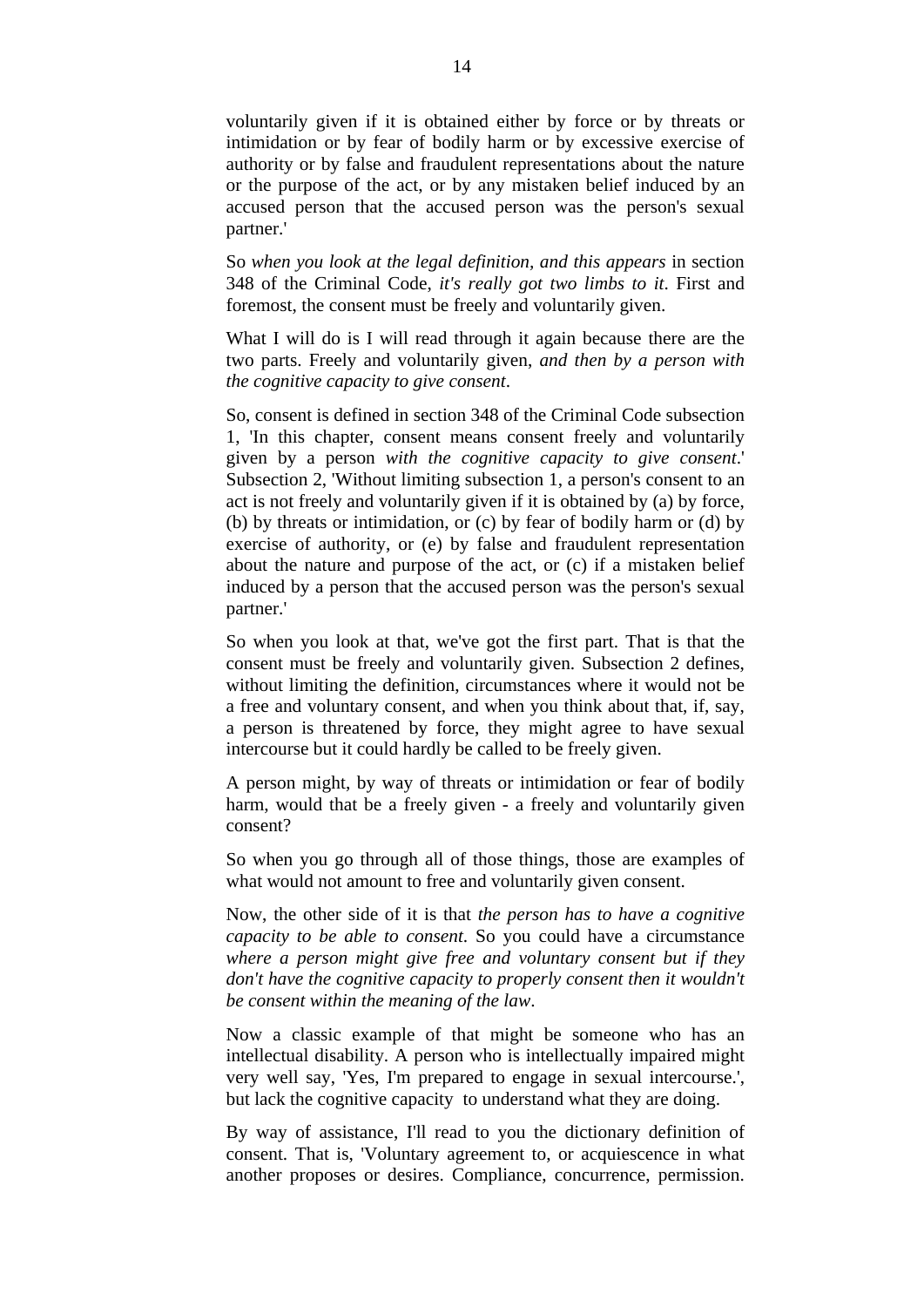voluntarily given if it is obtained either by force or by threats or intimidation or by fear of bodily harm or by excessive exercise of authority or by false and fraudulent representations about the nature or the purpose of the act, or by any mistaken belief induced by an accused person that the accused person was the person's sexual partner.'

So *when you look at the legal definition, and this appears* in section 348 of the Criminal Code, *it's really got two limbs to it*. First and foremost, the consent must be freely and voluntarily given.

What I will do is I will read through it again because there are the two parts. Freely and voluntarily given, *and then by a person with the cognitive capacity to give consent*.

So, consent is defined in section 348 of the Criminal Code subsection 1, 'In this chapter, consent means consent freely and voluntarily given by a person *with the cognitive capacity to give consent*.' Subsection 2, 'Without limiting subsection 1, a person's consent to an act is not freely and voluntarily given if it is obtained by (a) by force, (b) by threats or intimidation, or (c) by fear of bodily harm or (d) by exercise of authority, or (e) by false and fraudulent representation about the nature and purpose of the act, or (c) if a mistaken belief induced by a person that the accused person was the person's sexual partner.'

So when you look at that, we've got the first part. That is that the consent must be freely and voluntarily given. Subsection 2 defines, without limiting the definition, circumstances where it would not be a free and voluntary consent, and when you think about that, if, say, a person is threatened by force, they might agree to have sexual intercourse but it could hardly be called to be freely given.

A person might, by way of threats or intimidation or fear of bodily harm, would that be a freely given - a freely and voluntarily given consent?

So when you go through all of those things, those are examples of what would not amount to free and voluntarily given consent.

Now, the other side of it is that *the person has to have a cognitive capacity to be able to consent*. So you could have a circumstance *where a person might give free and voluntary consent but if they don't have the cognitive capacity to properly consent then it wouldn't be consent within the meaning of the law*.

Now a classic example of that might be someone who has an intellectual disability. A person who is intellectually impaired might very well say, 'Yes, I'm prepared to engage in sexual intercourse.', but lack the cognitive capacity to understand what they are doing.

By way of assistance, I'll read to you the dictionary definition of consent. That is, 'Voluntary agreement to, or acquiescence in what another proposes or desires. Compliance, concurrence, permission.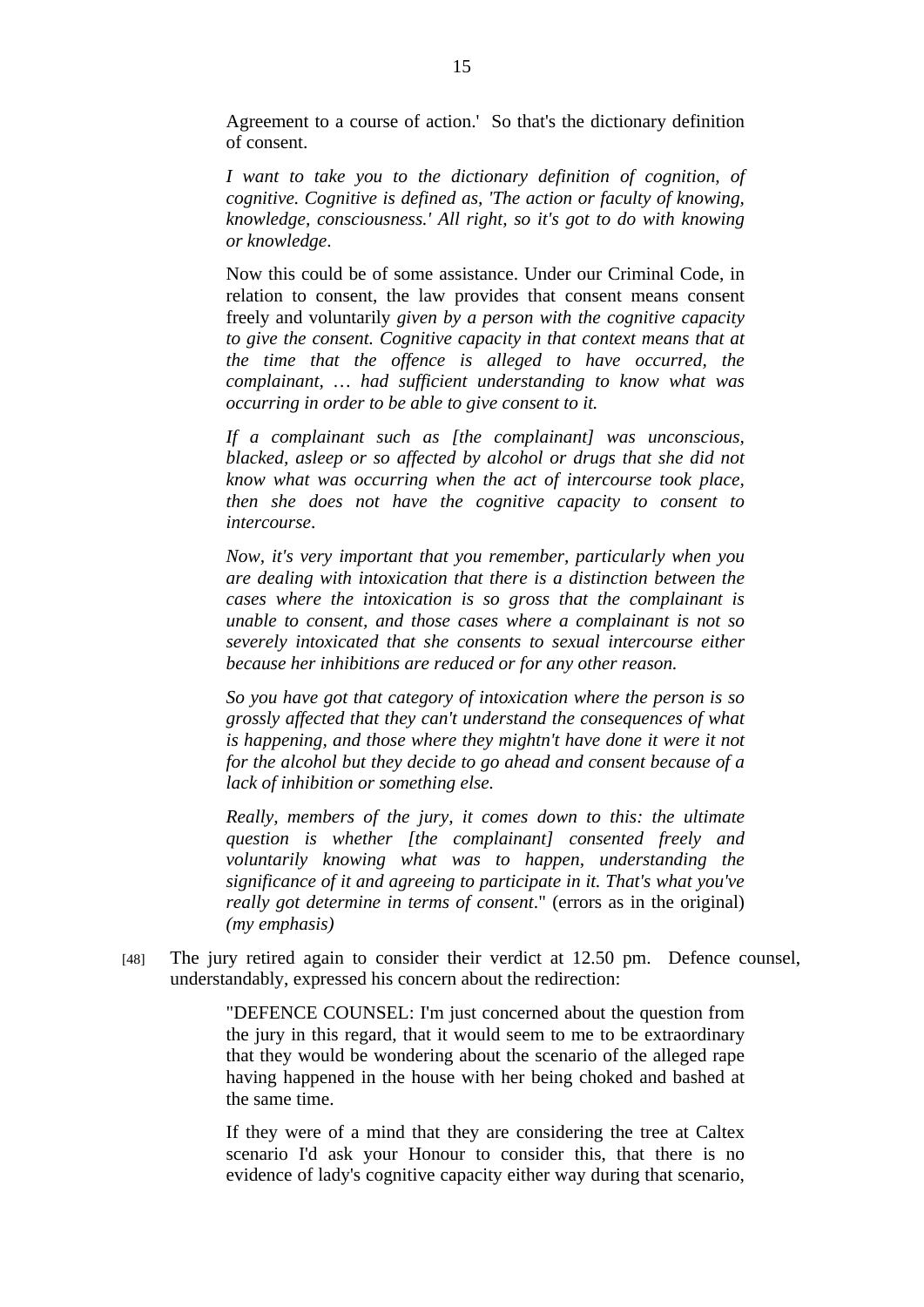Agreement to a course of action.' So that's the dictionary definition of consent.

*I want to take you to the dictionary definition of cognition, of cognitive. Cognitive is defined as, 'The action or faculty of knowing, knowledge, consciousness.' All right, so it's got to do with knowing or knowledge*.

Now this could be of some assistance. Under our Criminal Code, in relation to consent, the law provides that consent means consent freely and voluntarily *given by a person with the cognitive capacity to give the consent. Cognitive capacity in that context means that at the time that the offence is alleged to have occurred, the complainant, … had sufficient understanding to know what was occurring in order to be able to give consent to it.*

*If a complainant such as [the complainant] was unconscious, blacked, asleep or so affected by alcohol or drugs that she did not know what was occurring when the act of intercourse took place, then she does not have the cognitive capacity to consent to intercourse*.

*Now, it's very important that you remember, particularly when you are dealing with intoxication that there is a distinction between the cases where the intoxication is so gross that the complainant is unable to consent, and those cases where a complainant is not so severely intoxicated that she consents to sexual intercourse either because her inhibitions are reduced or for any other reason.*

*So you have got that category of intoxication where the person is so grossly affected that they can't understand the consequences of what is happening, and those where they mightn't have done it were it not for the alcohol but they decide to go ahead and consent because of a lack of inhibition or something else.*

*Really, members of the jury, it comes down to this: the ultimate question is whether [the complainant] consented freely and voluntarily knowing what was to happen, understanding the significance of it and agreeing to participate in it. That's what you've really got determine in terms of consent*." (errors as in the original) *(my emphasis)*

[48] The jury retired again to consider their verdict at 12.50 pm. Defence counsel, understandably, expressed his concern about the redirection:

"DEFENCE COUNSEL: I'm just concerned about the question from the jury in this regard, that it would seem to me to be extraordinary that they would be wondering about the scenario of the alleged rape having happened in the house with her being choked and bashed at the same time.

If they were of a mind that they are considering the tree at Caltex scenario I'd ask your Honour to consider this, that there is no evidence of lady's cognitive capacity either way during that scenario,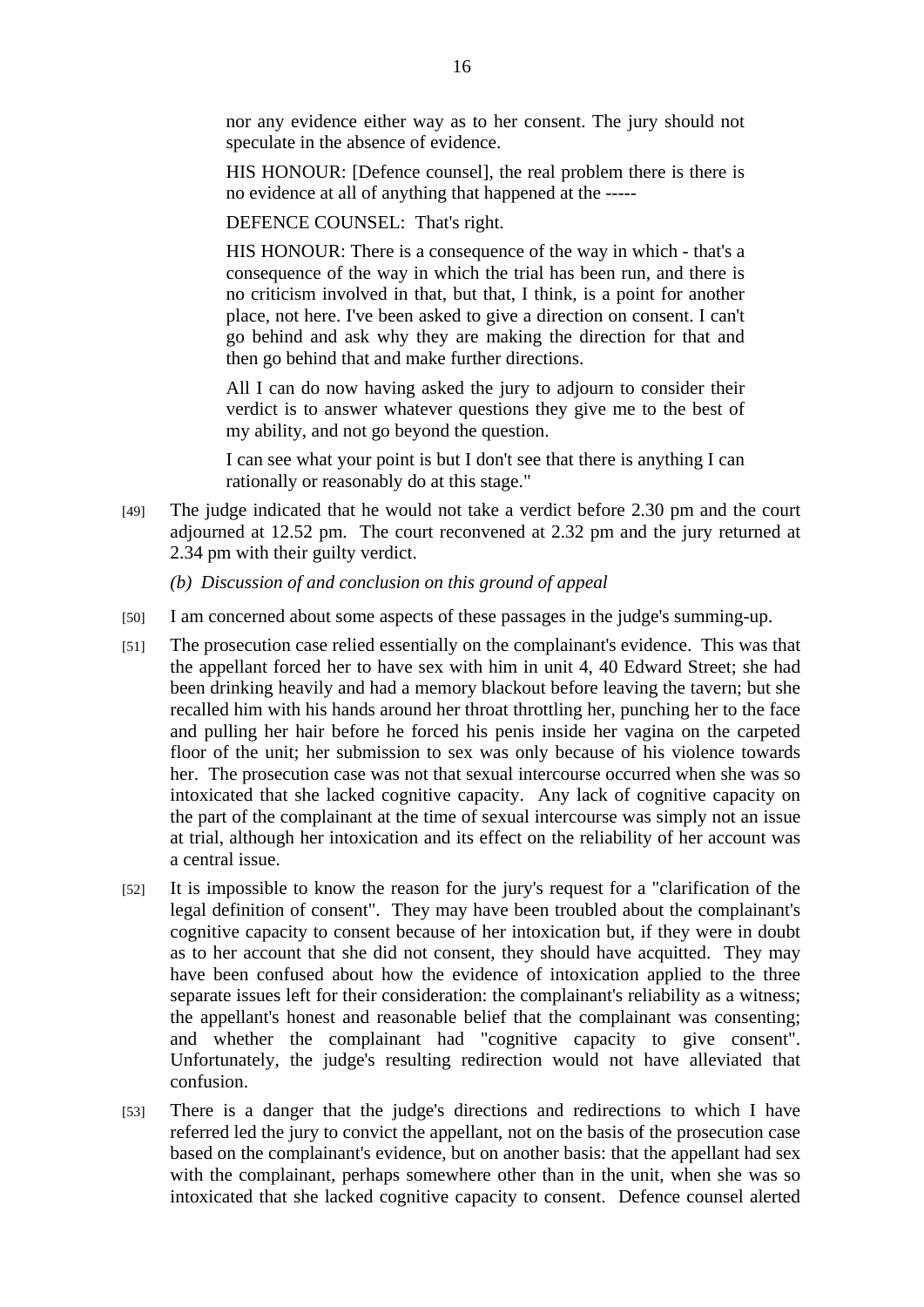> nor any evidence either way as to her consent. The jury should not speculate in the absence of evidence.
>
> HIS HONOUR: [Defence counsel], the real problem there is there is no evidence at all of anything that happened at the -----
>
> DEFENCE COUNSEL: That's right.
>
> HIS HONOUR: There is a consequence of the way in which - that's a consequence of the way in which the trial has been run, and there is no criticism involved in that, but that, I think, is a point for another place, not here. I've been asked to give a direction on consent. I can't go behind and ask why they are making the direction for that and then go behind that and make further directions.
>
> All I can do now having asked the jury to adjourn to consider their verdict is to answer whatever questions they give me to the best of my ability, and not go beyond the question.
>
> I can see what your point is but I don't see that there is anything I can rationally or reasonably do at this stage."

[49] The judge indicated that he would not take a verdict before 2.30 pm and the court adjourned at 12.52 pm. The court reconvened at 2.32 pm and the jury returned at 2.34 pm with their guilty verdict.

*(b) Discussion of and conclusion on this ground of appeal*

[50] I am concerned about some aspects of these passages in the judge's summing-up.

[51] The prosecution case relied essentially on the complainant's evidence. This was that the appellant forced her to have sex with him in unit 4, 40 Edward Street; she had been drinking heavily and had a memory blackout before leaving the tavern; but she recalled him with his hands around her throat throttling her, punching her to the face and pulling her hair before he forced his penis inside her vagina on the carpeted floor of the unit; her submission to sex was only because of his violence towards her. The prosecution case was not that sexual intercourse occurred when she was so intoxicated that she lacked cognitive capacity. Any lack of cognitive capacity on the part of the complainant at the time of sexual intercourse was simply not an issue at trial, although her intoxication and its effect on the reliability of her account was a central issue.

[52] It is impossible to know the reason for the jury's request for a "clarification of the legal definition of consent". They may have been troubled about the complainant's cognitive capacity to consent because of her intoxication but, if they were in doubt as to her account that she did not consent, they should have acquitted. They may have been confused about how the evidence of intoxication applied to the three separate issues left for their consideration: the complainant's reliability as a witness; the appellant's honest and reasonable belief that the complainant was consenting; and whether the complainant had "cognitive capacity to give consent". Unfortunately, the judge's resulting redirection would not have alleviated that confusion.

[53] There is a danger that the judge's directions and redirections to which I have referred led the jury to convict the appellant, not on the basis of the prosecution case based on the complainant's evidence, but on another basis: that the appellant had sex with the complainant, perhaps somewhere other than in the unit, when she was so intoxicated that she lacked cognitive capacity to consent. Defence counsel alerted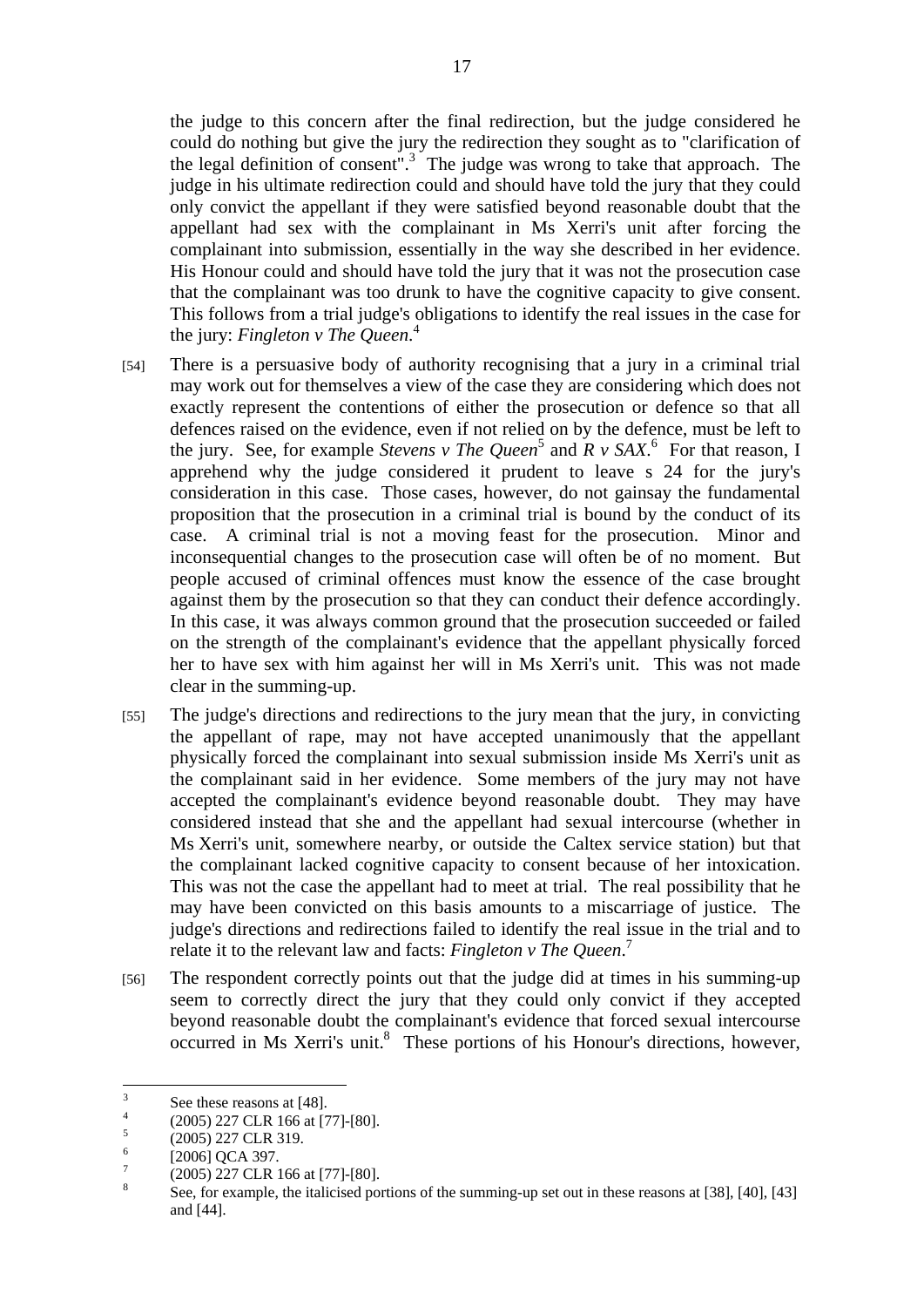the judge to this concern after the final redirection, but the judge considered he could do nothing but give the jury the redirection they sought as to "clarification of the legal definition of consent".[3] The judge was wrong to take that approach. The judge in his ultimate redirection could and should have told the jury that they could only convict the appellant if they were satisfied beyond reasonable doubt that the appellant had sex with the complainant in Ms Xerri's unit after forcing the complainant into submission, essentially in the way she described in her evidence. His Honour could and should have told the jury that it was not the prosecution case that the complainant was too drunk to have the cognitive capacity to give consent. This follows from a trial judge's obligations to identify the real issues in the case for the jury: *Fingleton v The Queen*.[4]

[54] There is a persuasive body of authority recognising that a jury in a criminal trial may work out for themselves a view of the case they are considering which does not exactly represent the contentions of either the prosecution or defence so that all defences raised on the evidence, even if not relied on by the defence, must be left to the jury. See, for example *Stevens v The Queen*[5] and *R v SAX*.[6] For that reason, I apprehend why the judge considered it prudent to leave s 24 for the jury's consideration in this case. Those cases, however, do not gainsay the fundamental proposition that the prosecution in a criminal trial is bound by the conduct of its case. A criminal trial is not a moving feast for the prosecution. Minor and inconsequential changes to the prosecution case will often be of no moment. But people accused of criminal offences must know the essence of the case brought against them by the prosecution so that they can conduct their defence accordingly. In this case, it was always common ground that the prosecution succeeded or failed on the strength of the complainant's evidence that the appellant physically forced her to have sex with him against her will in Ms Xerri's unit. This was not made clear in the summing-up.

[55] The judge's directions and redirections to the jury mean that the jury, in convicting the appellant of rape, may not have accepted unanimously that the appellant physically forced the complainant into sexual submission inside Ms Xerri's unit as the complainant said in her evidence. Some members of the jury may not have accepted the complainant's evidence beyond reasonable doubt. They may have considered instead that she and the appellant had sexual intercourse (whether in Ms Xerri's unit, somewhere nearby, or outside the Caltex service station) but that the complainant lacked cognitive capacity to consent because of her intoxication. This was not the case the appellant had to meet at trial. The real possibility that he may have been convicted on this basis amounts to a miscarriage of justice. The judge's directions and redirections failed to identify the real issue in the trial and to relate it to the relevant law and facts: *Fingleton v The Queen*.[7]

[56] The respondent correctly points out that the judge did at times in his summing-up seem to correctly direct the jury that they could only convict if they accepted beyond reasonable doubt the complainant's evidence that forced sexual intercourse occurred in Ms Xerri's unit.[8] These portions of his Honour's directions, however,

---

[3] See these reasons at [48].

[4] (2005) 227 CLR 166 at [77]-[80].

[5] (2005) 227 CLR 319.

[6] [2006] QCA 397.

[7] (2005) 227 CLR 166 at [77]-[80].

[8] See, for example, the italicised portions of the summing-up set out in these reasons at [38], [40], [43] and [44].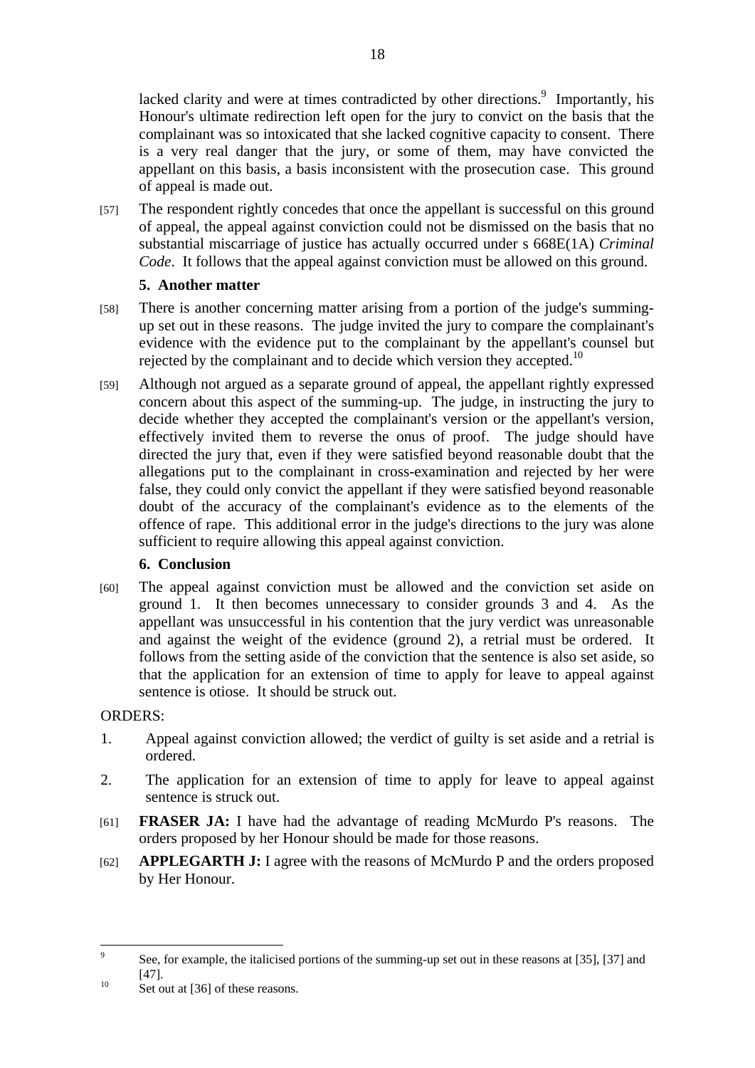lacked clarity and were at times contradicted by other directions.[9] Importantly, his Honour's ultimate redirection left open for the jury to convict on the basis that the complainant was so intoxicated that she lacked cognitive capacity to consent. There is a very real danger that the jury, or some of them, may have convicted the appellant on this basis, a basis inconsistent with the prosecution case. This ground of appeal is made out.

[57] The respondent rightly concedes that once the appellant is successful on this ground of appeal, the appeal against conviction could not be dismissed on the basis that no substantial miscarriage of justice has actually occurred under s 668E(1A) *Criminal Code*. It follows that the appeal against conviction must be allowed on this ground.

### 5. Another matter

[58] There is another concerning matter arising from a portion of the judge's summing-up set out in these reasons. The judge invited the jury to compare the complainant's evidence with the evidence put to the complainant by the appellant's counsel but rejected by the complainant and to decide which version they accepted.[10]

[59] Although not argued as a separate ground of appeal, the appellant rightly expressed concern about this aspect of the summing-up. The judge, in instructing the jury to decide whether they accepted the complainant's version or the appellant's version, effectively invited them to reverse the onus of proof. The judge should have directed the jury that, even if they were satisfied beyond reasonable doubt that the allegations put to the complainant in cross-examination and rejected by her were false, they could only convict the appellant if they were satisfied beyond reasonable doubt of the accuracy of the complainant's evidence as to the elements of the offence of rape. This additional error in the judge's directions to the jury was alone sufficient to require allowing this appeal against conviction.

### 6. Conclusion

[60] The appeal against conviction must be allowed and the conviction set aside on ground 1. It then becomes unnecessary to consider grounds 3 and 4. As the appellant was unsuccessful in his contention that the jury verdict was unreasonable and against the weight of the evidence (ground 2), a retrial must be ordered. It follows from the setting aside of the conviction that the sentence is also set aside, so that the application for an extension of time to apply for leave to appeal against sentence is otiose. It should be struck out.

ORDERS:

1. Appeal against conviction allowed; the verdict of guilty is set aside and a retrial is ordered.
2. The application for an extension of time to apply for leave to appeal against sentence is struck out.

[61] **FRASER JA:** I have had the advantage of reading McMurdo P's reasons. The orders proposed by her Honour should be made for those reasons.

[62] **APPLEGARTH J:** I agree with the reasons of McMurdo P and the orders proposed by Her Honour.

---

[9] See, for example, the italicised portions of the summing-up set out in these reasons at [35], [37] and [47].

[10] Set out at [36] of these reasons.